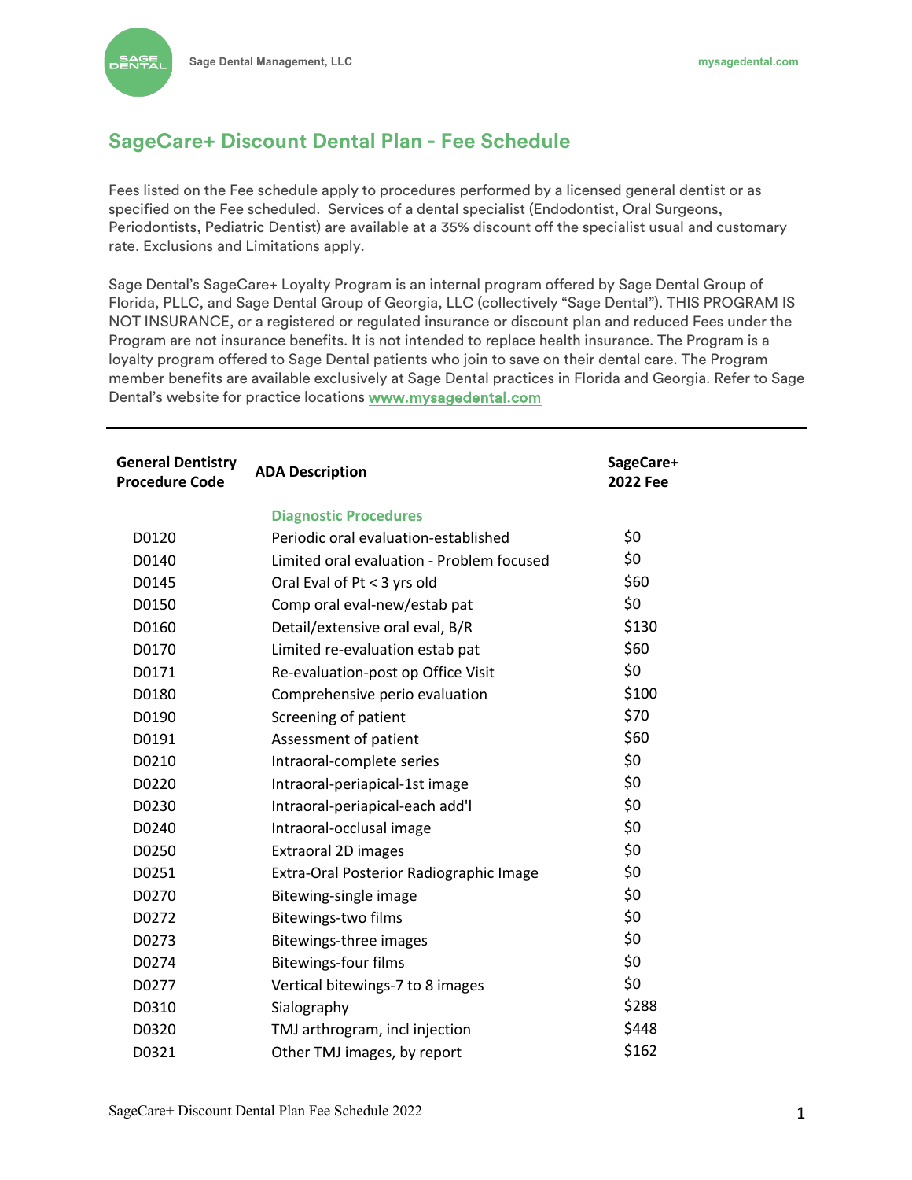# SageCare+ Discount Dental Plan - Fee Schedule

Fees listed on the Fee schedule apply to procedures performed by a licensed general dentist or as specified on the Fee scheduled. Services of a dental specialist (Endodontist, Oral Surgeons, Periodontists, Pediatric Dentist) are available at a 35% discount off the specialist usual and customary rate. Exclusions and Limitations apply.

Sage Dental's SageCare+ Loyalty Program is an internal program offered by Sage Dental Group of Florida, PLLC, and Sage Dental Group of Georgia, LLC (collectively "Sage Dental"). THIS PROGRAM IS NOT INSURANCE, or a registered or regulated insurance or discount plan and reduced Fees under the Program are not insurance benefits. It is not intended to replace health insurance. The Program is a loyalty program offered to Sage Dental patients who join to save on their dental care. The Program member benefits are available exclusively at Sage Dental practices in Florida and Georgia. Refer to Sage Dental's website for practice locations www.mysagedental.com

| General Dentistry Procedure Code | ADA Description | SageCare+ 2022 Fee |
|---|---|---|
| | **Diagnostic Procedures** | |
| D0120 | Periodic oral evaluation-established | $0 |
| D0140 | Limited oral evaluation - Problem focused | $0 |
| D0145 | Oral Eval of Pt < 3 yrs old | $60 |
| D0150 | Comp oral eval-new/estab pat | $0 |
| D0160 | Detail/extensive oral eval, B/R | $130 |
| D0170 | Limited re-evaluation estab pat | $60 |
| D0171 | Re-evaluation-post op Office Visit | $0 |
| D0180 | Comprehensive perio evaluation | $100 |
| D0190 | Screening of patient | $70 |
| D0191 | Assessment of patient | $60 |
| D0210 | Intraoral-complete series | $0 |
| D0220 | Intraoral-periapical-1st image | $0 |
| D0230 | Intraoral-periapical-each add'l | $0 |
| D0240 | Intraoral-occlusal image | $0 |
| D0250 | Extraoral 2D images | $0 |
| D0251 | Extra-Oral Posterior Radiographic Image | $0 |
| D0270 | Bitewing-single image | $0 |
| D0272 | Bitewings-two films | $0 |
| D0273 | Bitewings-three images | $0 |
| D0274 | Bitewings-four films | $0 |
| D0277 | Vertical bitewings-7 to 8 images | $0 |
| D0310 | Sialography | $288 |
| D0320 | TMJ arthrogram, incl injection | $448 |
| D0321 | Other TMJ images, by report | $162 |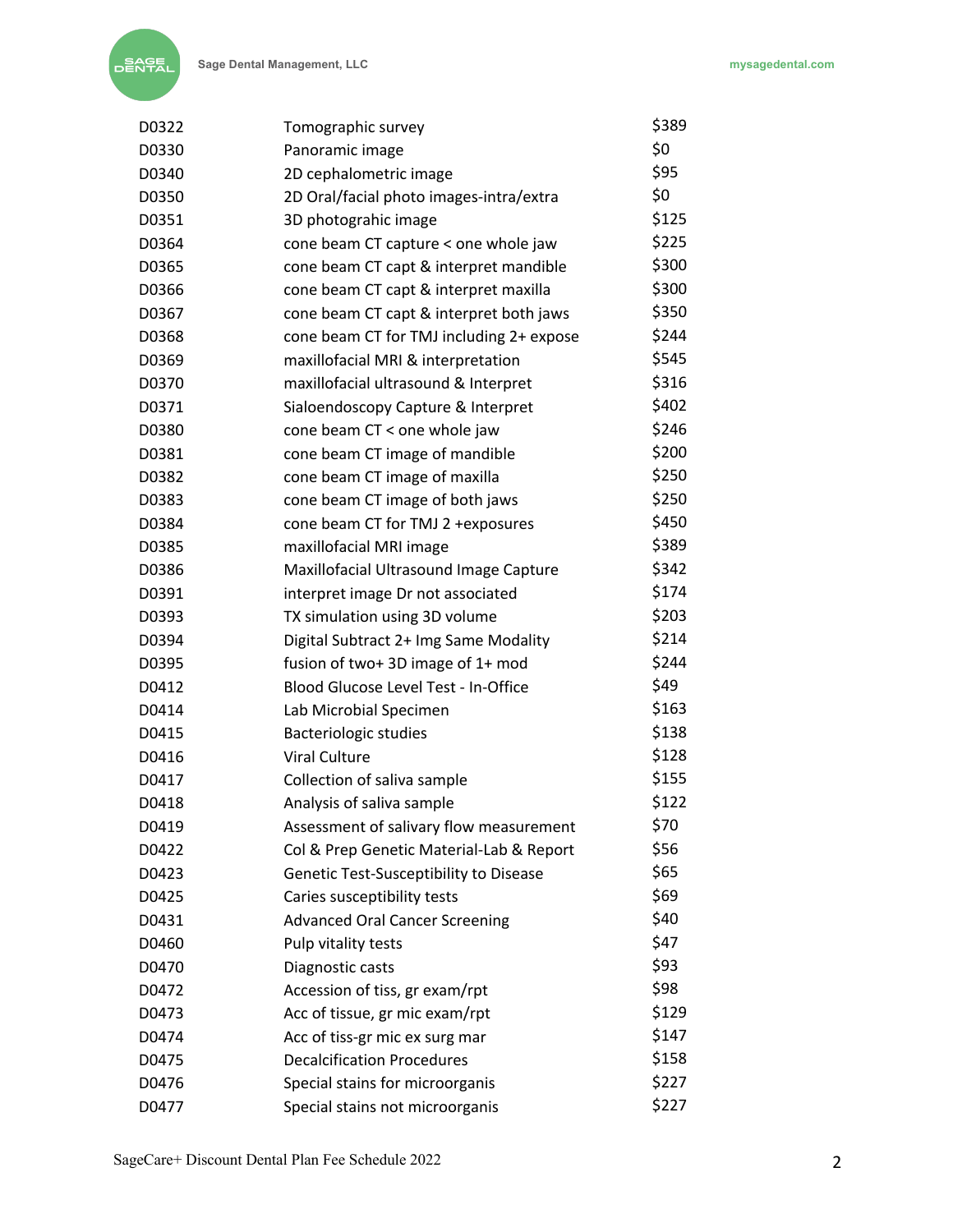| | | |
|---|---|---|
| D0322 | Tomographic survey | $389 |
| D0330 | Panoramic image | $0 |
| D0340 | 2D cephalometric image | $95 |
| D0350 | 2D Oral/facial photo images-intra/extra | $0 |
| D0351 | 3D photograhic image | $125 |
| D0364 | cone beam CT capture < one whole jaw | $225 |
| D0365 | cone beam CT capt & interpret mandible | $300 |
| D0366 | cone beam CT capt & interpret maxilla | $300 |
| D0367 | cone beam CT capt & interpret both jaws | $350 |
| D0368 | cone beam CT for TMJ including 2+ expose | $244 |
| D0369 | maxillofacial MRI & interpretation | $545 |
| D0370 | maxillofacial ultrasound & Interpret | $316 |
| D0371 | Sialoendoscopy Capture & Interpret | $402 |
| D0380 | cone beam CT < one whole jaw | $246 |
| D0381 | cone beam CT image of mandible | $200 |
| D0382 | cone beam CT image of maxilla | $250 |
| D0383 | cone beam CT image of both jaws | $250 |
| D0384 | cone beam CT for TMJ 2 +exposures | $450 |
| D0385 | maxillofacial MRI image | $389 |
| D0386 | Maxillofacial Ultrasound Image Capture | $342 |
| D0391 | interpret image Dr not associated | $174 |
| D0393 | TX simulation using 3D volume | $203 |
| D0394 | Digital Subtract 2+ Img Same Modality | $214 |
| D0395 | fusion of two+ 3D image of 1+ mod | $244 |
| D0412 | Blood Glucose Level Test - In-Office | $49 |
| D0414 | Lab Microbial Specimen | $163 |
| D0415 | Bacteriologic studies | $138 |
| D0416 | Viral Culture | $128 |
| D0417 | Collection of saliva sample | $155 |
| D0418 | Analysis of saliva sample | $122 |
| D0419 | Assessment of salivary flow measurement | $70 |
| D0422 | Col & Prep Genetic Material-Lab & Report | $56 |
| D0423 | Genetic Test-Susceptibility to Disease | $65 |
| D0425 | Caries susceptibility tests | $69 |
| D0431 | Advanced Oral Cancer Screening | $40 |
| D0460 | Pulp vitality tests | $47 |
| D0470 | Diagnostic casts | $93 |
| D0472 | Accession of tiss, gr exam/rpt | $98 |
| D0473 | Acc of tissue, gr mic exam/rpt | $129 |
| D0474 | Acc of tiss-gr mic ex surg mar | $147 |
| D0475 | Decalcification Procedures | $158 |
| D0476 | Special stains for microorganis | $227 |
| D0477 | Special stains not microorganis | $227 |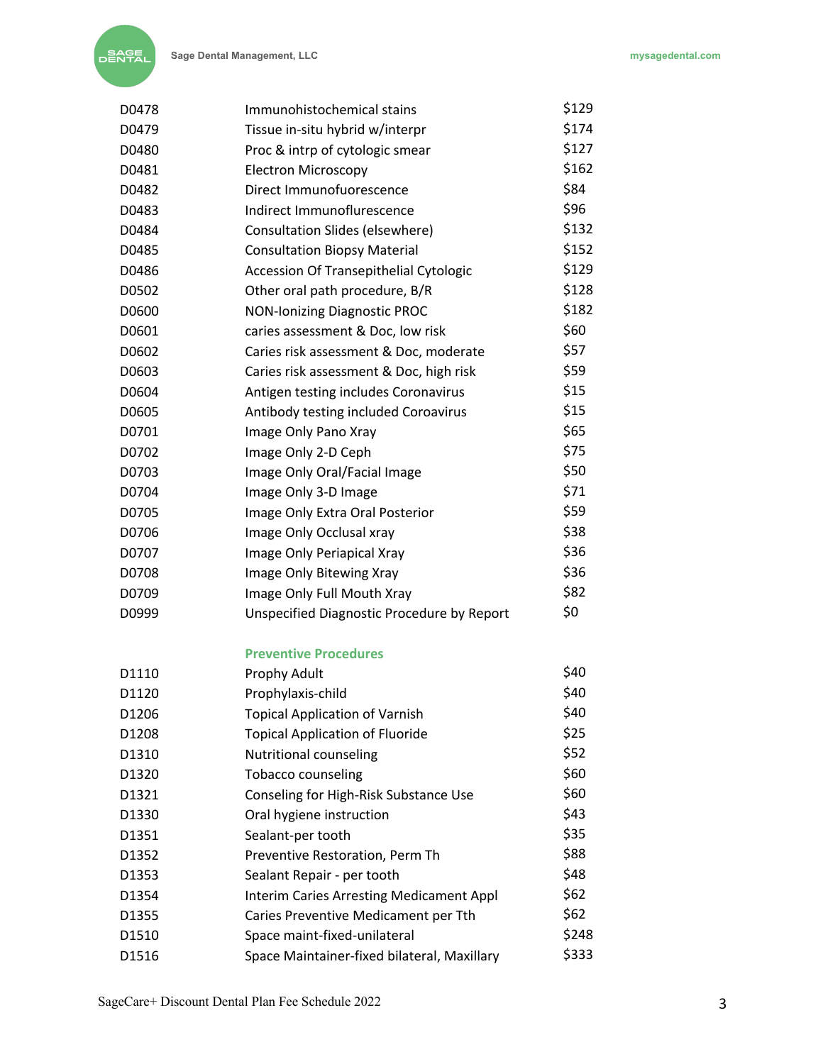| | | |
|---|---|---|
| D0478 | Immunohistochemical stains | $129 |
| D0479 | Tissue in-situ hybrid w/interpr | $174 |
| D0480 | Proc & intrp of cytologic smear | $127 |
| D0481 | Electron Microscopy | $162 |
| D0482 | Direct Immunofuorescence | $84 |
| D0483 | Indirect Immunoflurescence | $96 |
| D0484 | Consultation Slides (elsewhere) | $132 |
| D0485 | Consultation Biopsy Material | $152 |
| D0486 | Accession Of Transepithelial Cytologic | $129 |
| D0502 | Other oral path procedure, B/R | $128 |
| D0600 | NON-Ionizing Diagnostic PROC | $182 |
| D0601 | caries assessment & Doc, low risk | $60 |
| D0602 | Caries risk assessment & Doc, moderate | $57 |
| D0603 | Caries risk assessment & Doc, high risk | $59 |
| D0604 | Antigen testing includes Coronavirus | $15 |
| D0605 | Antibody testing included Coroavirus | $15 |
| D0701 | Image Only Pano Xray | $65 |
| D0702 | Image Only 2-D Ceph | $75 |
| D0703 | Image Only Oral/Facial Image | $50 |
| D0704 | Image Only 3-D Image | $71 |
| D0705 | Image Only Extra Oral Posterior | $59 |
| D0706 | Image Only Occlusal xray | $38 |
| D0707 | Image Only Periapical Xray | $36 |
| D0708 | Image Only Bitewing Xray | $36 |
| D0709 | Image Only Full Mouth Xray | $82 |
| D0999 | Unspecified Diagnostic Procedure by Report | $0 |

## Preventive Procedures

| | | |
|---|---|---|
| D1110 | Prophy Adult | $40 |
| D1120 | Prophylaxis-child | $40 |
| D1206 | Topical Application of Varnish | $40 |
| D1208 | Topical Application of Fluoride | $25 |
| D1310 | Nutritional counseling | $52 |
| D1320 | Tobacco counseling | $60 |
| D1321 | Conseling for High-Risk Substance Use | $60 |
| D1330 | Oral hygiene instruction | $43 |
| D1351 | Sealant-per tooth | $35 |
| D1352 | Preventive Restoration, Perm Th | $88 |
| D1353 | Sealant Repair - per tooth | $48 |
| D1354 | Interim Caries Arresting Medicament Appl | $62 |
| D1355 | Caries Preventive Medicament per Tth | $62 |
| D1510 | Space maint-fixed-unilateral | $248 |
| D1516 | Space Maintainer-fixed bilateral, Maxillary | $333 |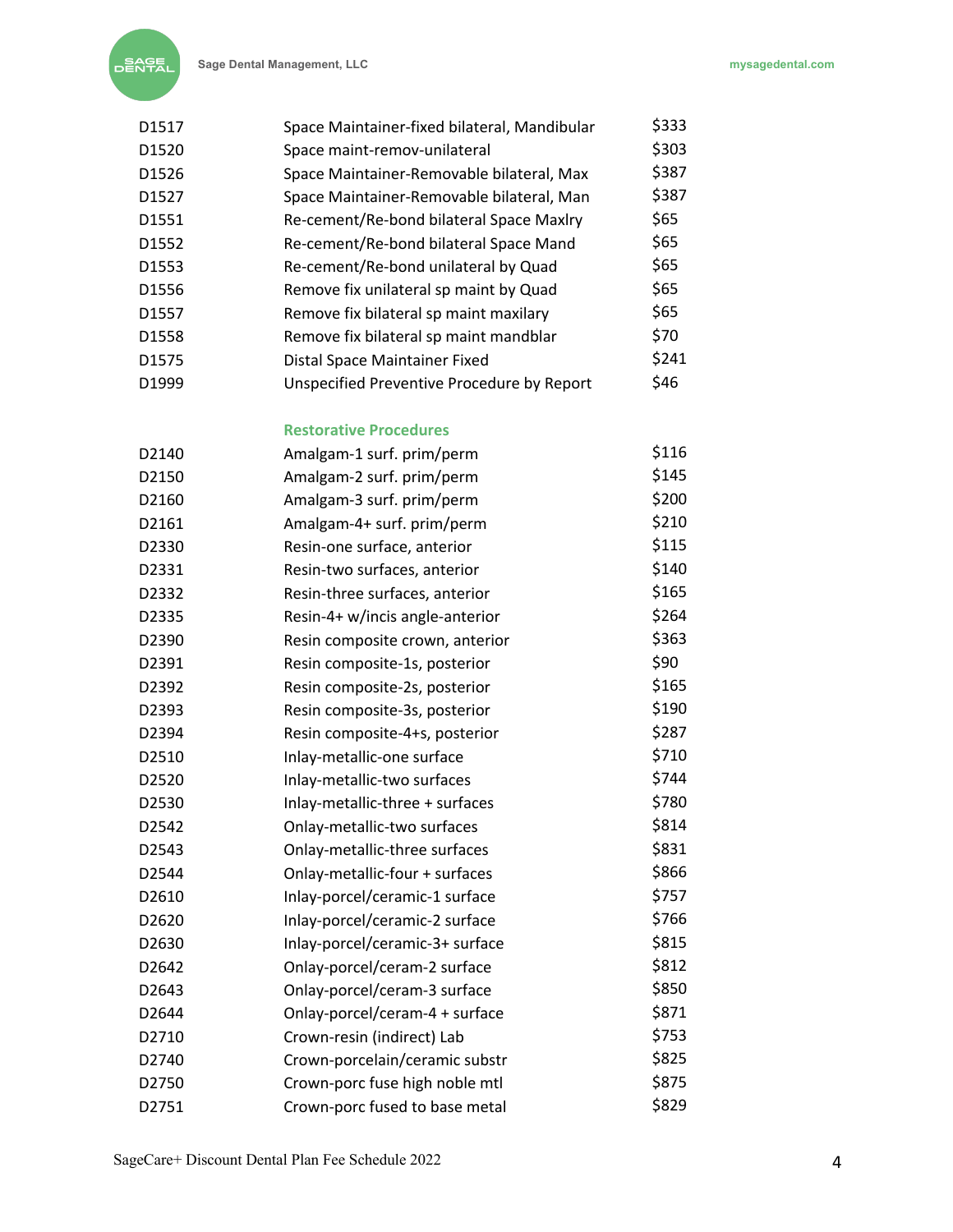| | | |
|---|---|---|
| D1517 | Space Maintainer-fixed bilateral, Mandibular | $333 |
| D1520 | Space maint-remov-unilateral | $303 |
| D1526 | Space Maintainer-Removable bilateral, Max | $387 |
| D1527 | Space Maintainer-Removable bilateral, Man | $387 |
| D1551 | Re-cement/Re-bond bilateral Space Maxlry | $65 |
| D1552 | Re-cement/Re-bond bilateral Space Mand | $65 |
| D1553 | Re-cement/Re-bond unilateral by Quad | $65 |
| D1556 | Remove fix unilateral sp maint by Quad | $65 |
| D1557 | Remove fix bilateral sp maint maxilary | $65 |
| D1558 | Remove fix bilateral sp maint mandblar | $70 |
| D1575 | Distal Space Maintainer Fixed | $241 |
| D1999 | Unspecified Preventive Procedure by Report | $46 |

## Restorative Procedures

| | | |
|---|---|---|
| D2140 | Amalgam-1 surf. prim/perm | $116 |
| D2150 | Amalgam-2 surf. prim/perm | $145 |
| D2160 | Amalgam-3 surf. prim/perm | $200 |
| D2161 | Amalgam-4+ surf. prim/perm | $210 |
| D2330 | Resin-one surface, anterior | $115 |
| D2331 | Resin-two surfaces, anterior | $140 |
| D2332 | Resin-three surfaces, anterior | $165 |
| D2335 | Resin-4+ w/incis angle-anterior | $264 |
| D2390 | Resin composite crown, anterior | $363 |
| D2391 | Resin composite-1s, posterior | $90 |
| D2392 | Resin composite-2s, posterior | $165 |
| D2393 | Resin composite-3s, posterior | $190 |
| D2394 | Resin composite-4+s, posterior | $287 |
| D2510 | Inlay-metallic-one surface | $710 |
| D2520 | Inlay-metallic-two surfaces | $744 |
| D2530 | Inlay-metallic-three + surfaces | $780 |
| D2542 | Onlay-metallic-two surfaces | $814 |
| D2543 | Onlay-metallic-three surfaces | $831 |
| D2544 | Onlay-metallic-four + surfaces | $866 |
| D2610 | Inlay-porcel/ceramic-1 surface | $757 |
| D2620 | Inlay-porcel/ceramic-2 surface | $766 |
| D2630 | Inlay-porcel/ceramic-3+ surface | $815 |
| D2642 | Onlay-porcel/ceram-2 surface | $812 |
| D2643 | Onlay-porcel/ceram-3 surface | $850 |
| D2644 | Onlay-porcel/ceram-4 + surface | $871 |
| D2710 | Crown-resin (indirect) Lab | $753 |
| D2740 | Crown-porcelain/ceramic substr | $825 |
| D2750 | Crown-porc fuse high noble mtl | $875 |
| D2751 | Crown-porc fused to base metal | $829 |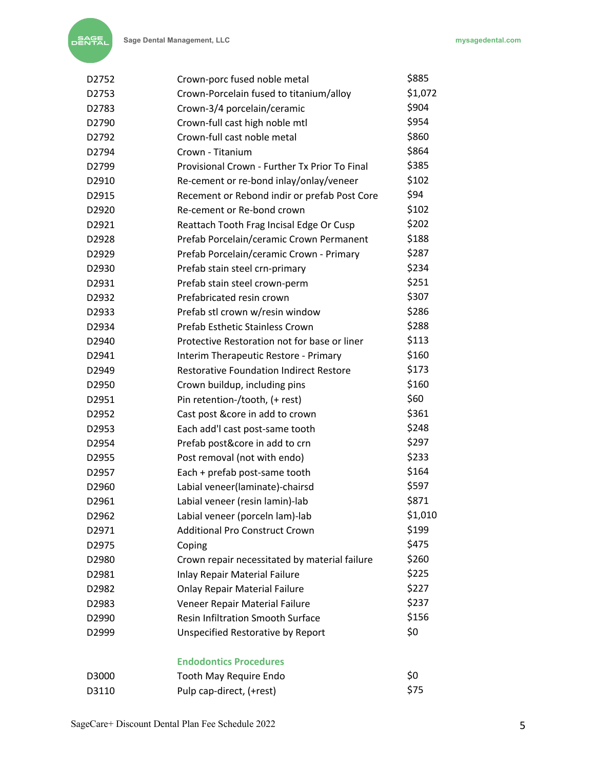| | | |
|---|---|---|
| D2752 | Crown-porc fused noble metal | $885 |
| D2753 | Crown-Porcelain fused to titanium/alloy | $1,072 |
| D2783 | Crown-3/4 porcelain/ceramic | $904 |
| D2790 | Crown-full cast high noble mtl | $954 |
| D2792 | Crown-full cast noble metal | $860 |
| D2794 | Crown - Titanium | $864 |
| D2799 | Provisional Crown - Further Tx Prior To Final | $385 |
| D2910 | Re-cement or re-bond inlay/onlay/veneer | $102 |
| D2915 | Recement or Rebond indir or prefab Post Core | $94 |
| D2920 | Re-cement or Re-bond crown | $102 |
| D2921 | Reattach Tooth Frag Incisal Edge Or Cusp | $202 |
| D2928 | Prefab Porcelain/ceramic Crown Permanent | $188 |
| D2929 | Prefab Porcelain/ceramic Crown - Primary | $287 |
| D2930 | Prefab stain steel crn-primary | $234 |
| D2931 | Prefab stain steel crown-perm | $251 |
| D2932 | Prefabricated resin crown | $307 |
| D2933 | Prefab stl crown w/resin window | $286 |
| D2934 | Prefab Esthetic Stainless Crown | $288 |
| D2940 | Protective Restoration not for base or liner | $113 |
| D2941 | Interim Therapeutic Restore - Primary | $160 |
| D2949 | Restorative Foundation Indirect Restore | $173 |
| D2950 | Crown buildup, including pins | $160 |
| D2951 | Pin retention-/tooth, (+ rest) | $60 |
| D2952 | Cast post &core in add to crown | $361 |
| D2953 | Each add'l cast post-same tooth | $248 |
| D2954 | Prefab post&core in add to crn | $297 |
| D2955 | Post removal (not with endo) | $233 |
| D2957 | Each + prefab post-same tooth | $164 |
| D2960 | Labial veneer(laminate)-chairsd | $597 |
| D2961 | Labial veneer (resin lamin)-lab | $871 |
| D2962 | Labial veneer (porceln lam)-lab | $1,010 |
| D2971 | Additional Pro Construct Crown | $199 |
| D2975 | Coping | $475 |
| D2980 | Crown repair necessitated by material failure | $260 |
| D2981 | Inlay Repair Material Failure | $225 |
| D2982 | Onlay Repair Material Failure | $227 |
| D2983 | Veneer Repair Material Failure | $237 |
| D2990 | Resin Infiltration Smooth Surface | $156 |
| D2999 | Unspecified Restorative by Report | $0 |

## Endodontics Procedures

| | | |
|---|---|---|
| D3000 | Tooth May Require Endo | $0 |
| D3110 | Pulp cap-direct, (+rest) | $75 |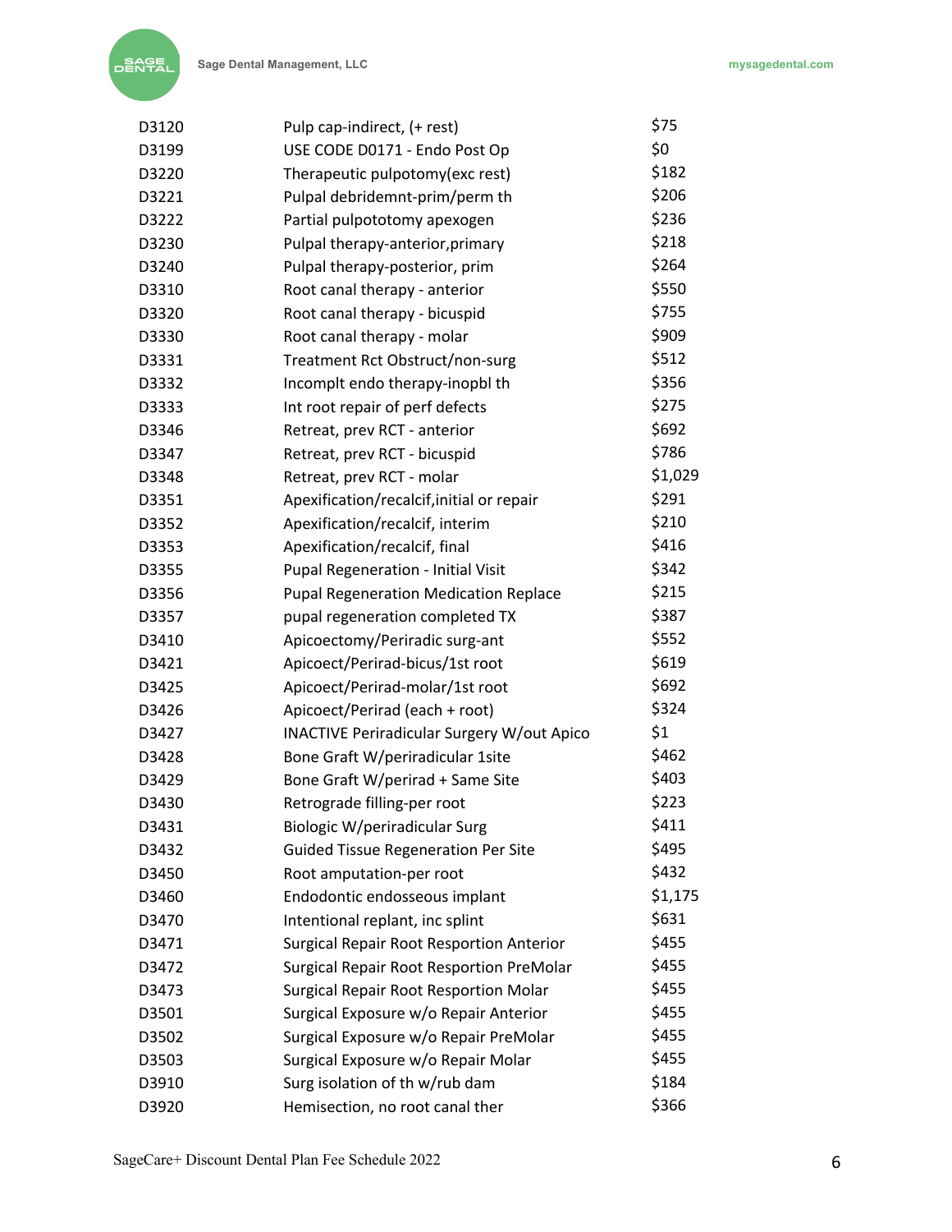| | | |
|---|---|---|
| D3120 | Pulp cap-indirect, (+ rest) | $75 |
| D3199 | USE CODE D0171 - Endo Post Op | $0 |
| D3220 | Therapeutic pulpotomy(exc rest) | $182 |
| D3221 | Pulpal debridemnt-prim/perm th | $206 |
| D3222 | Partial pulpototomy apexogen | $236 |
| D3230 | Pulpal therapy-anterior,primary | $218 |
| D3240 | Pulpal therapy-posterior, prim | $264 |
| D3310 | Root canal therapy - anterior | $550 |
| D3320 | Root canal therapy - bicuspid | $755 |
| D3330 | Root canal therapy - molar | $909 |
| D3331 | Treatment Rct Obstruct/non-surg | $512 |
| D3332 | Incomplt endo therapy-inopbl th | $356 |
| D3333 | Int root repair of perf defects | $275 |
| D3346 | Retreat, prev RCT - anterior | $692 |
| D3347 | Retreat, prev RCT - bicuspid | $786 |
| D3348 | Retreat, prev RCT - molar | $1,029 |
| D3351 | Apexification/recalcif,initial or repair | $291 |
| D3352 | Apexification/recalcif, interim | $210 |
| D3353 | Apexification/recalcif, final | $416 |
| D3355 | Pupal Regeneration - Initial Visit | $342 |
| D3356 | Pupal Regeneration Medication Replace | $215 |
| D3357 | pupal regeneration completed TX | $387 |
| D3410 | Apicoectomy/Periradic surg-ant | $552 |
| D3421 | Apicoect/Perirad-bicus/1st root | $619 |
| D3425 | Apicoect/Perirad-molar/1st root | $692 |
| D3426 | Apicoect/Perirad (each + root) | $324 |
| D3427 | INACTIVE Periradicular Surgery W/out Apico | $1 |
| D3428 | Bone Graft W/periradicular 1site | $462 |
| D3429 | Bone Graft W/perirad + Same Site | $403 |
| D3430 | Retrograde filling-per root | $223 |
| D3431 | Biologic W/periradicular Surg | $411 |
| D3432 | Guided Tissue Regeneration Per Site | $495 |
| D3450 | Root amputation-per root | $432 |
| D3460 | Endodontic endosseous implant | $1,175 |
| D3470 | Intentional replant, inc splint | $631 |
| D3471 | Surgical Repair Root Resportion Anterior | $455 |
| D3472 | Surgical Repair Root Resportion PreMolar | $455 |
| D3473 | Surgical Repair Root Resportion Molar | $455 |
| D3501 | Surgical Exposure w/o Repair Anterior | $455 |
| D3502 | Surgical Exposure w/o Repair PreMolar | $455 |
| D3503 | Surgical Exposure w/o Repair Molar | $455 |
| D3910 | Surg isolation of th w/rub dam | $184 |
| D3920 | Hemisection, no root canal ther | $366 |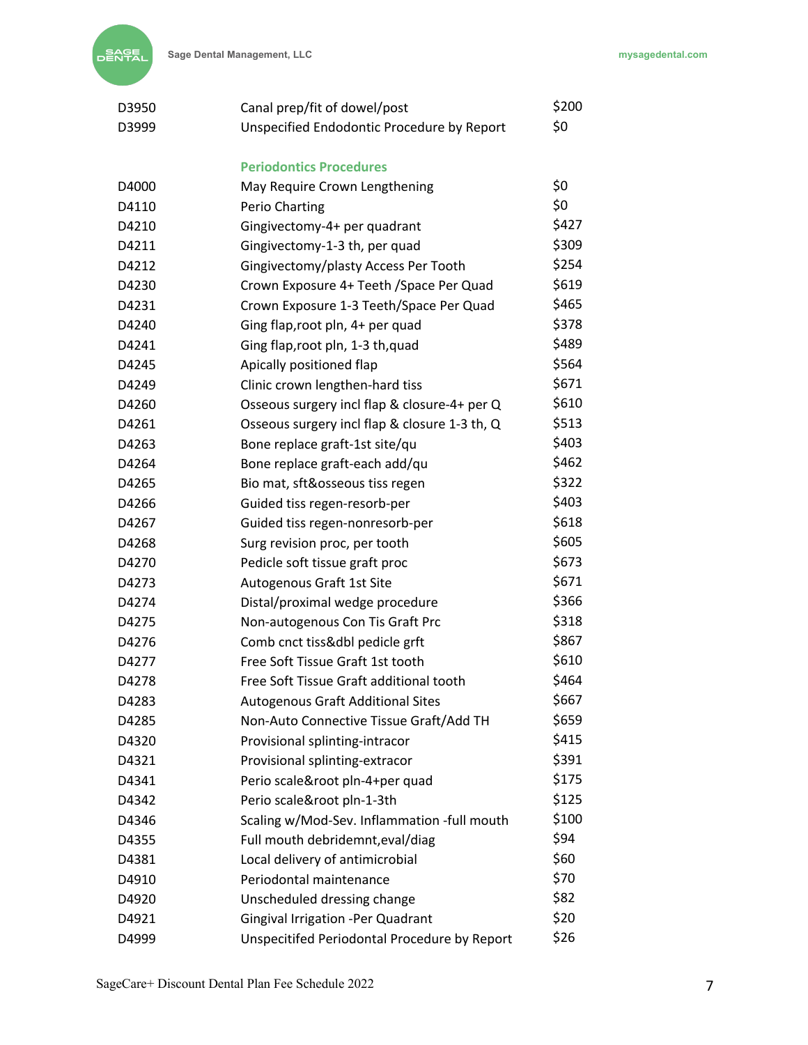| | | |
|---|---|---|
| D3950 | Canal prep/fit of dowel/post | $200 |
| D3999 | Unspecified Endodontic Procedure by Report | $0 |

## Periodontics Procedures

| | | |
|---|---|---|
| D4000 | May Require Crown Lengthening | $0 |
| D4110 | Perio Charting | $0 |
| D4210 | Gingivectomy-4+ per quadrant | $427 |
| D4211 | Gingivectomy-1-3 th, per quad | $309 |
| D4212 | Gingivectomy/plasty Access Per Tooth | $254 |
| D4230 | Crown Exposure 4+ Teeth /Space Per Quad | $619 |
| D4231 | Crown Exposure 1-3 Teeth/Space Per Quad | $465 |
| D4240 | Ging flap,root pln, 4+ per quad | $378 |
| D4241 | Ging flap,root pln, 1-3 th,quad | $489 |
| D4245 | Apically positioned flap | $564 |
| D4249 | Clinic crown lengthen-hard tiss | $671 |
| D4260 | Osseous surgery incl flap & closure-4+ per Q | $610 |
| D4261 | Osseous surgery incl flap & closure 1-3 th, Q | $513 |
| D4263 | Bone replace graft-1st site/qu | $403 |
| D4264 | Bone replace graft-each add/qu | $462 |
| D4265 | Bio mat, sft&osseous tiss regen | $322 |
| D4266 | Guided tiss regen-resorb-per | $403 |
| D4267 | Guided tiss regen-nonresorb-per | $618 |
| D4268 | Surg revision proc, per tooth | $605 |
| D4270 | Pedicle soft tissue graft proc | $673 |
| D4273 | Autogenous Graft 1st Site | $671 |
| D4274 | Distal/proximal wedge procedure | $366 |
| D4275 | Non-autogenous Con Tis Graft Prc | $318 |
| D4276 | Comb cnct tiss&dbl pedicle grft | $867 |
| D4277 | Free Soft Tissue Graft 1st tooth | $610 |
| D4278 | Free Soft Tissue Graft additional tooth | $464 |
| D4283 | Autogenous Graft Additional Sites | $667 |
| D4285 | Non-Auto Connective Tissue Graft/Add TH | $659 |
| D4320 | Provisional splinting-intracor | $415 |
| D4321 | Provisional splinting-extracor | $391 |
| D4341 | Perio scale&root pln-4+per quad | $175 |
| D4342 | Perio scale&root pln-1-3th | $125 |
| D4346 | Scaling w/Mod-Sev. Inflammation -full mouth | $100 |
| D4355 | Full mouth debridemnt,eval/diag | $94 |
| D4381 | Local delivery of antimicrobial | $60 |
| D4910 | Periodontal maintenance | $70 |
| D4920 | Unscheduled dressing change | $82 |
| D4921 | Gingival Irrigation -Per Quadrant | $20 |
| D4999 | Unspecitifed Periodontal Procedure by Report | $26 |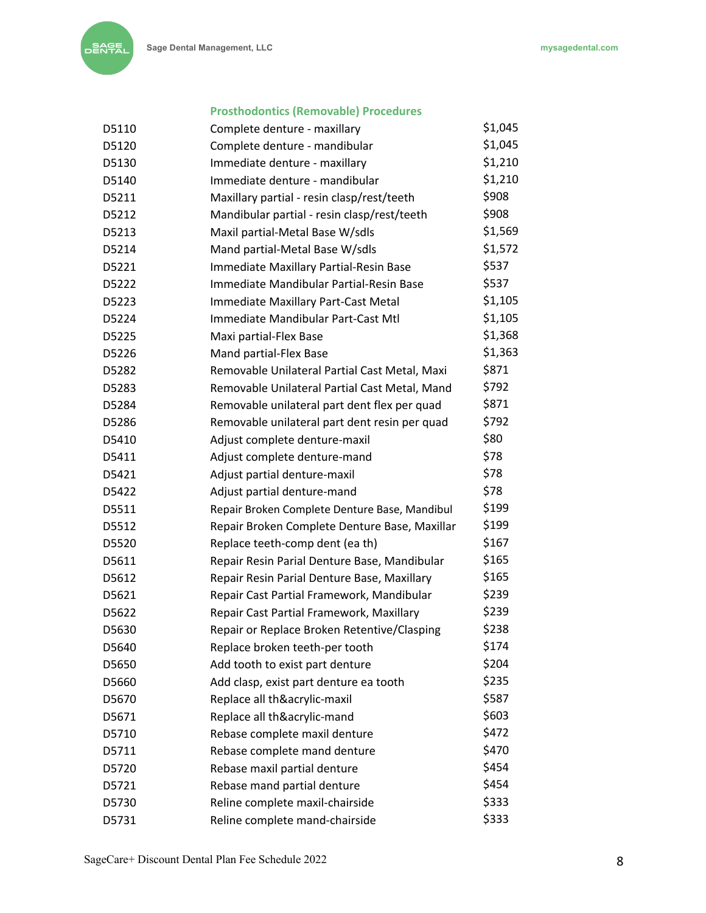## Prosthodontics (Removable) Procedures

| | | |
|---|---|---|
| D5110 | Complete denture - maxillary | $1,045 |
| D5120 | Complete denture - mandibular | $1,045 |
| D5130 | Immediate denture - maxillary | $1,210 |
| D5140 | Immediate denture - mandibular | $1,210 |
| D5211 | Maxillary partial - resin clasp/rest/teeth | $908 |
| D5212 | Mandibular partial - resin clasp/rest/teeth | $908 |
| D5213 | Maxil partial-Metal Base W/sdls | $1,569 |
| D5214 | Mand partial-Metal Base W/sdls | $1,572 |
| D5221 | Immediate Maxillary Partial-Resin Base | $537 |
| D5222 | Immediate Mandibular Partial-Resin Base | $537 |
| D5223 | Immediate Maxillary Part-Cast Metal | $1,105 |
| D5224 | Immediate Mandibular Part-Cast Mtl | $1,105 |
| D5225 | Maxi partial-Flex Base | $1,368 |
| D5226 | Mand partial-Flex Base | $1,363 |
| D5282 | Removable Unilateral Partial Cast Metal, Maxi | $871 |
| D5283 | Removable Unilateral Partial Cast Metal, Mand | $792 |
| D5284 | Removable unilateral part dent flex per quad | $871 |
| D5286 | Removable unilateral part dent resin per quad | $792 |
| D5410 | Adjust complete denture-maxil | $80 |
| D5411 | Adjust complete denture-mand | $78 |
| D5421 | Adjust partial denture-maxil | $78 |
| D5422 | Adjust partial denture-mand | $78 |
| D5511 | Repair Broken Complete Denture Base, Mandibul | $199 |
| D5512 | Repair Broken Complete Denture Base, Maxillar | $199 |
| D5520 | Replace teeth-comp dent (ea th) | $167 |
| D5611 | Repair Resin Parial Denture Base, Mandibular | $165 |
| D5612 | Repair Resin Parial Denture Base, Maxillary | $165 |
| D5621 | Repair Cast Partial Framework, Mandibular | $239 |
| D5622 | Repair Cast Partial Framework, Maxillary | $239 |
| D5630 | Repair or Replace Broken Retentive/Clasping | $238 |
| D5640 | Replace broken teeth-per tooth | $174 |
| D5650 | Add tooth to exist part denture | $204 |
| D5660 | Add clasp, exist part denture ea tooth | $235 |
| D5670 | Replace all th&acrylic-maxil | $587 |
| D5671 | Replace all th&acrylic-mand | $603 |
| D5710 | Rebase complete maxil denture | $472 |
| D5711 | Rebase complete mand denture | $470 |
| D5720 | Rebase maxil partial denture | $454 |
| D5721 | Rebase mand partial denture | $454 |
| D5730 | Reline complete maxil-chairside | $333 |
| D5731 | Reline complete mand-chairside | $333 |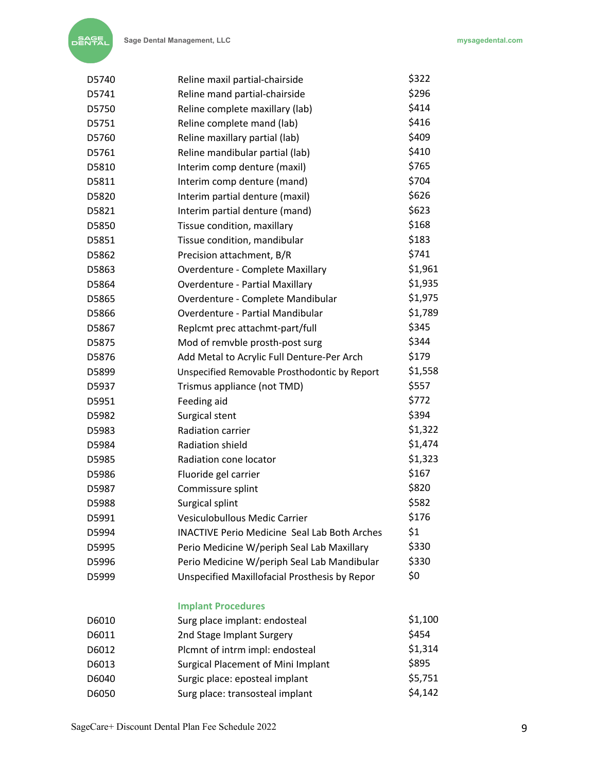| | | |
|---|---|---|
| D5740 | Reline maxil partial-chairside | $322 |
| D5741 | Reline mand partial-chairside | $296 |
| D5750 | Reline complete maxillary (lab) | $414 |
| D5751 | Reline complete mand (lab) | $416 |
| D5760 | Reline maxillary partial (lab) | $409 |
| D5761 | Reline mandibular partial (lab) | $410 |
| D5810 | Interim comp denture (maxil) | $765 |
| D5811 | Interim comp denture (mand) | $704 |
| D5820 | Interim partial denture (maxil) | $626 |
| D5821 | Interim partial denture (mand) | $623 |
| D5850 | Tissue condition, maxillary | $168 |
| D5851 | Tissue condition, mandibular | $183 |
| D5862 | Precision attachment, B/R | $741 |
| D5863 | Overdenture - Complete Maxillary | $1,961 |
| D5864 | Overdenture - Partial Maxillary | $1,935 |
| D5865 | Overdenture - Complete Mandibular | $1,975 |
| D5866 | Overdenture - Partial Mandibular | $1,789 |
| D5867 | Replcmt prec attachmt-part/full | $345 |
| D5875 | Mod of remvble prosth-post surg | $344 |
| D5876 | Add Metal to Acrylic Full Denture-Per Arch | $179 |
| D5899 | Unspecified Removable Prosthodontic by Report | $1,558 |
| D5937 | Trismus appliance (not TMD) | $557 |
| D5951 | Feeding aid | $772 |
| D5982 | Surgical stent | $394 |
| D5983 | Radiation carrier | $1,322 |
| D5984 | Radiation shield | $1,474 |
| D5985 | Radiation cone locator | $1,323 |
| D5986 | Fluoride gel carrier | $167 |
| D5987 | Commissure splint | $820 |
| D5988 | Surgical splint | $582 |
| D5991 | Vesiculobullous Medic Carrier | $176 |
| D5994 | INACTIVE Perio Medicine Seal Lab Both Arches | $1 |
| D5995 | Perio Medicine W/periph Seal Lab Maxillary | $330 |
| D5996 | Perio Medicine W/periph Seal Lab Mandibular | $330 |
| D5999 | Unspecified Maxillofacial Prosthesis by Repor | $0 |

### Implant Procedures

| | | |
|---|---|---|
| D6010 | Surg place implant: endosteal | $1,100 |
| D6011 | 2nd Stage Implant Surgery | $454 |
| D6012 | Plcmnt of intrm impl: endosteal | $1,314 |
| D6013 | Surgical Placement of Mini Implant | $895 |
| D6040 | Surgic place: eposteal implant | $5,751 |
| D6050 | Surg place: transosteal implant | $4,142 |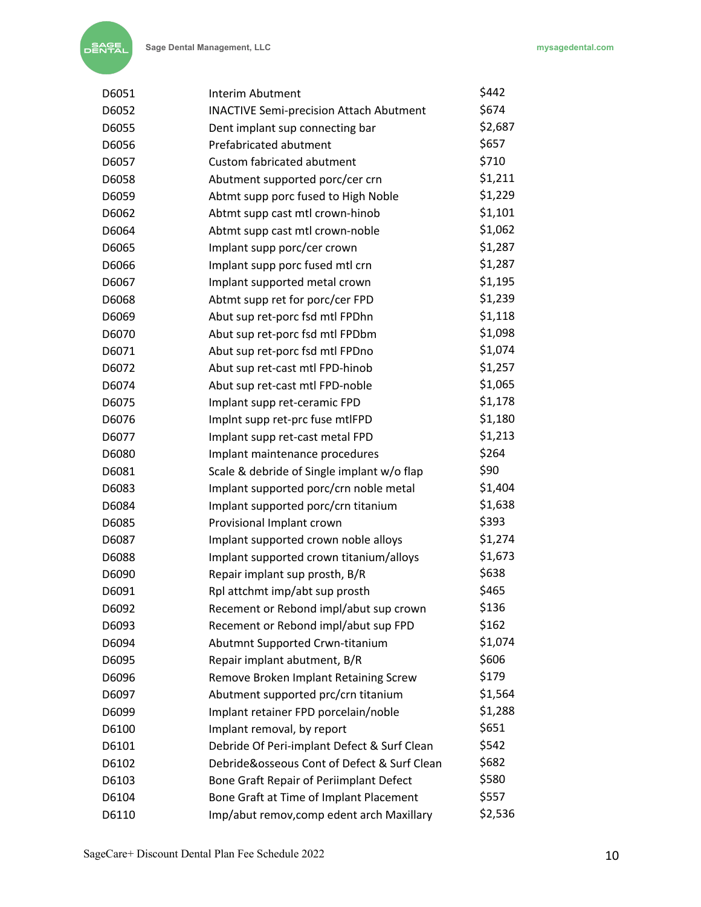| | | |
|---|---|---|
| D6051 | Interim Abutment | $442 |
| D6052 | INACTIVE Semi-precision Attach Abutment | $674 |
| D6055 | Dent implant sup connecting bar | $2,687 |
| D6056 | Prefabricated abutment | $657 |
| D6057 | Custom fabricated abutment | $710 |
| D6058 | Abutment supported porc/cer crn | $1,211 |
| D6059 | Abtmt supp porc fused to High Noble | $1,229 |
| D6062 | Abtmt supp cast mtl crown-hinob | $1,101 |
| D6064 | Abtmt supp cast mtl crown-noble | $1,062 |
| D6065 | Implant supp porc/cer crown | $1,287 |
| D6066 | Implant supp porc fused mtl crn | $1,287 |
| D6067 | Implant supported metal crown | $1,195 |
| D6068 | Abtmt supp ret for porc/cer FPD | $1,239 |
| D6069 | Abut sup ret-porc fsd mtl FPDhn | $1,118 |
| D6070 | Abut sup ret-porc fsd mtl FPDbm | $1,098 |
| D6071 | Abut sup ret-porc fsd mtl FPDno | $1,074 |
| D6072 | Abut sup ret-cast mtl FPD-hinob | $1,257 |
| D6074 | Abut sup ret-cast mtl FPD-noble | $1,065 |
| D6075 | Implant supp ret-ceramic FPD | $1,178 |
| D6076 | Implnt supp ret-prc fuse mtlFPD | $1,180 |
| D6077 | Implant supp ret-cast metal FPD | $1,213 |
| D6080 | Implant maintenance procedures | $264 |
| D6081 | Scale & debride of Single implant w/o flap | $90 |
| D6083 | Implant supported porc/crn noble metal | $1,404 |
| D6084 | Implant supported porc/crn titanium | $1,638 |
| D6085 | Provisional Implant crown | $393 |
| D6087 | Implant supported crown noble alloys | $1,274 |
| D6088 | Implant supported crown titanium/alloys | $1,673 |
| D6090 | Repair implant sup prosth, B/R | $638 |
| D6091 | Rpl attchmt imp/abt sup prosth | $465 |
| D6092 | Recement or Rebond impl/abut sup crown | $136 |
| D6093 | Recement or Rebond impl/abut sup FPD | $162 |
| D6094 | Abutmnt Supported Crwn-titanium | $1,074 |
| D6095 | Repair implant abutment, B/R | $606 |
| D6096 | Remove Broken Implant Retaining Screw | $179 |
| D6097 | Abutment supported prc/crn titanium | $1,564 |
| D6099 | Implant retainer FPD porcelain/noble | $1,288 |
| D6100 | Implant removal, by report | $651 |
| D6101 | Debride Of Peri-implant Defect & Surf Clean | $542 |
| D6102 | Debride&osseous Cont of Defect & Surf Clean | $682 |
| D6103 | Bone Graft Repair of Periimplant Defect | $580 |
| D6104 | Bone Graft at Time of Implant Placement | $557 |
| D6110 | Imp/abut remov,comp edent arch Maxillary | $2,536 |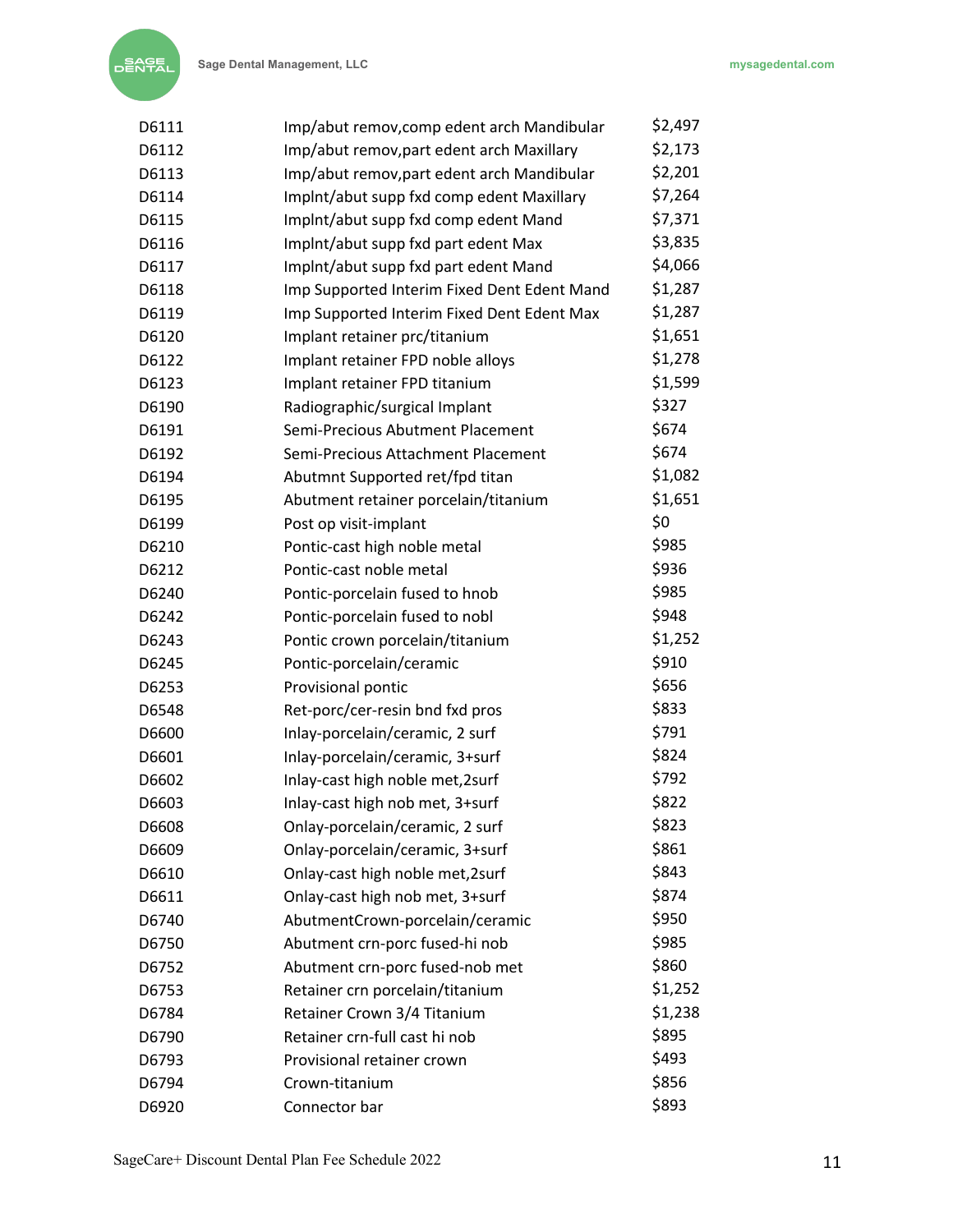| | | |
|---|---|---|
| D6111 | Imp/abut remov,comp edent arch Mandibular | $2,497 |
| D6112 | Imp/abut remov,part edent arch Maxillary | $2,173 |
| D6113 | Imp/abut remov,part edent arch Mandibular | $2,201 |
| D6114 | Implnt/abut supp fxd comp edent Maxillary | $7,264 |
| D6115 | Implnt/abut supp fxd comp edent Mand | $7,371 |
| D6116 | Implnt/abut supp fxd part edent Max | $3,835 |
| D6117 | Implnt/abut supp fxd part edent Mand | $4,066 |
| D6118 | Imp Supported Interim Fixed Dent Edent Mand | $1,287 |
| D6119 | Imp Supported Interim Fixed Dent Edent Max | $1,287 |
| D6120 | Implant retainer prc/titanium | $1,651 |
| D6122 | Implant retainer FPD noble alloys | $1,278 |
| D6123 | Implant retainer FPD titanium | $1,599 |
| D6190 | Radiographic/surgical Implant | $327 |
| D6191 | Semi-Precious Abutment Placement | $674 |
| D6192 | Semi-Precious Attachment Placement | $674 |
| D6194 | Abutmnt Supported ret/fpd titan | $1,082 |
| D6195 | Abutment retainer porcelain/titanium | $1,651 |
| D6199 | Post op visit-implant | $0 |
| D6210 | Pontic-cast high noble metal | $985 |
| D6212 | Pontic-cast noble metal | $936 |
| D6240 | Pontic-porcelain fused to hnob | $985 |
| D6242 | Pontic-porcelain fused to nobl | $948 |
| D6243 | Pontic crown porcelain/titanium | $1,252 |
| D6245 | Pontic-porcelain/ceramic | $910 |
| D6253 | Provisional pontic | $656 |
| D6548 | Ret-porc/cer-resin bnd fxd pros | $833 |
| D6600 | Inlay-porcelain/ceramic, 2 surf | $791 |
| D6601 | Inlay-porcelain/ceramic, 3+surf | $824 |
| D6602 | Inlay-cast high noble met,2surf | $792 |
| D6603 | Inlay-cast high nob met, 3+surf | $822 |
| D6608 | Onlay-porcelain/ceramic, 2 surf | $823 |
| D6609 | Onlay-porcelain/ceramic, 3+surf | $861 |
| D6610 | Onlay-cast high noble met,2surf | $843 |
| D6611 | Onlay-cast high nob met, 3+surf | $874 |
| D6740 | AbutmentCrown-porcelain/ceramic | $950 |
| D6750 | Abutment crn-porc fused-hi nob | $985 |
| D6752 | Abutment crn-porc fused-nob met | $860 |
| D6753 | Retainer crn porcelain/titanium | $1,252 |
| D6784 | Retainer Crown 3/4 Titanium | $1,238 |
| D6790 | Retainer crn-full cast hi nob | $895 |
| D6793 | Provisional retainer crown | $493 |
| D6794 | Crown-titanium | $856 |
| D6920 | Connector bar | $893 |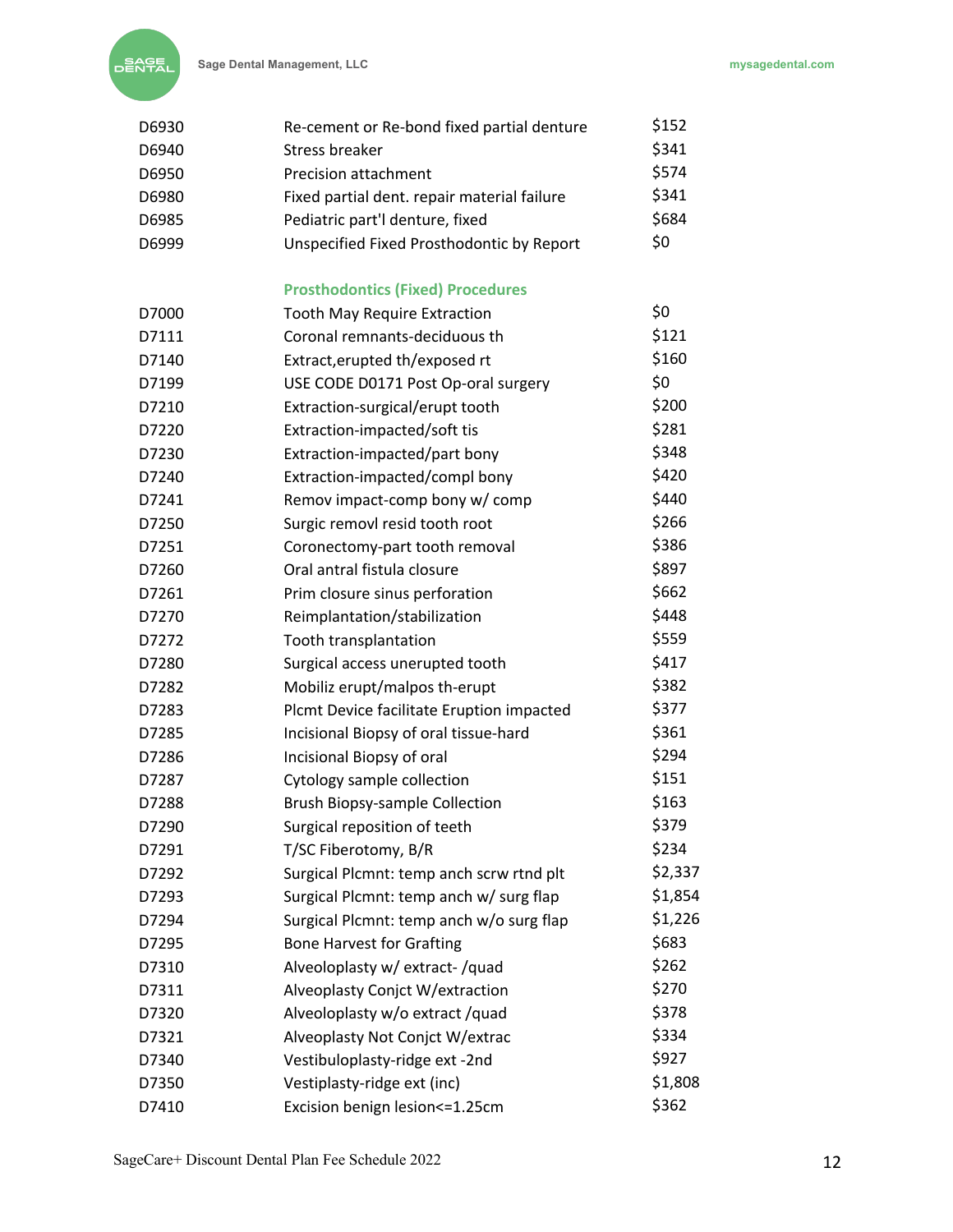| | | |
|---|---|---|
| D6930 | Re-cement or Re-bond fixed partial denture | $152 |
| D6940 | Stress breaker | $341 |
| D6950 | Precision attachment | $574 |
| D6980 | Fixed partial dent. repair material failure | $341 |
| D6985 | Pediatric part'l denture, fixed | $684 |
| D6999 | Unspecified Fixed Prosthodontic by Report | $0 |

### Prosthodontics (Fixed) Procedures

| | | |
|---|---|---|
| D7000 | Tooth May Require Extraction | $0 |
| D7111 | Coronal remnants-deciduous th | $121 |
| D7140 | Extract,erupted th/exposed rt | $160 |
| D7199 | USE CODE D0171 Post Op-oral surgery | $0 |
| D7210 | Extraction-surgical/erupt tooth | $200 |
| D7220 | Extraction-impacted/soft tis | $281 |
| D7230 | Extraction-impacted/part bony | $348 |
| D7240 | Extraction-impacted/compl bony | $420 |
| D7241 | Remov impact-comp bony w/ comp | $440 |
| D7250 | Surgic removl resid tooth root | $266 |
| D7251 | Coronectomy-part tooth removal | $386 |
| D7260 | Oral antral fistula closure | $897 |
| D7261 | Prim closure sinus perforation | $662 |
| D7270 | Reimplantation/stabilization | $448 |
| D7272 | Tooth transplantation | $559 |
| D7280 | Surgical access unerupted tooth | $417 |
| D7282 | Mobiliz erupt/malpos th-erupt | $382 |
| D7283 | Plcmt Device facilitate Eruption impacted | $377 |
| D7285 | Incisional Biopsy of oral tissue-hard | $361 |
| D7286 | Incisional Biopsy of oral | $294 |
| D7287 | Cytology sample collection | $151 |
| D7288 | Brush Biopsy-sample Collection | $163 |
| D7290 | Surgical reposition of teeth | $379 |
| D7291 | T/SC Fiberotomy, B/R | $234 |
| D7292 | Surgical Plcmnt: temp anch scrw rtnd plt | $2,337 |
| D7293 | Surgical Plcmnt: temp anch w/ surg flap | $1,854 |
| D7294 | Surgical Plcmnt: temp anch w/o surg flap | $1,226 |
| D7295 | Bone Harvest for Grafting | $683 |
| D7310 | Alveoloplasty w/ extract- /quad | $262 |
| D7311 | Alveoplasty Conjct W/extraction | $270 |
| D7320 | Alveoloplasty w/o extract /quad | $378 |
| D7321 | Alveoplasty Not Conjct W/extrac | $334 |
| D7340 | Vestibuloplasty-ridge ext -2nd | $927 |
| D7350 | Vestiplasty-ridge ext (inc) | $1,808 |
| D7410 | Excision benign lesion<=1.25cm | $362 |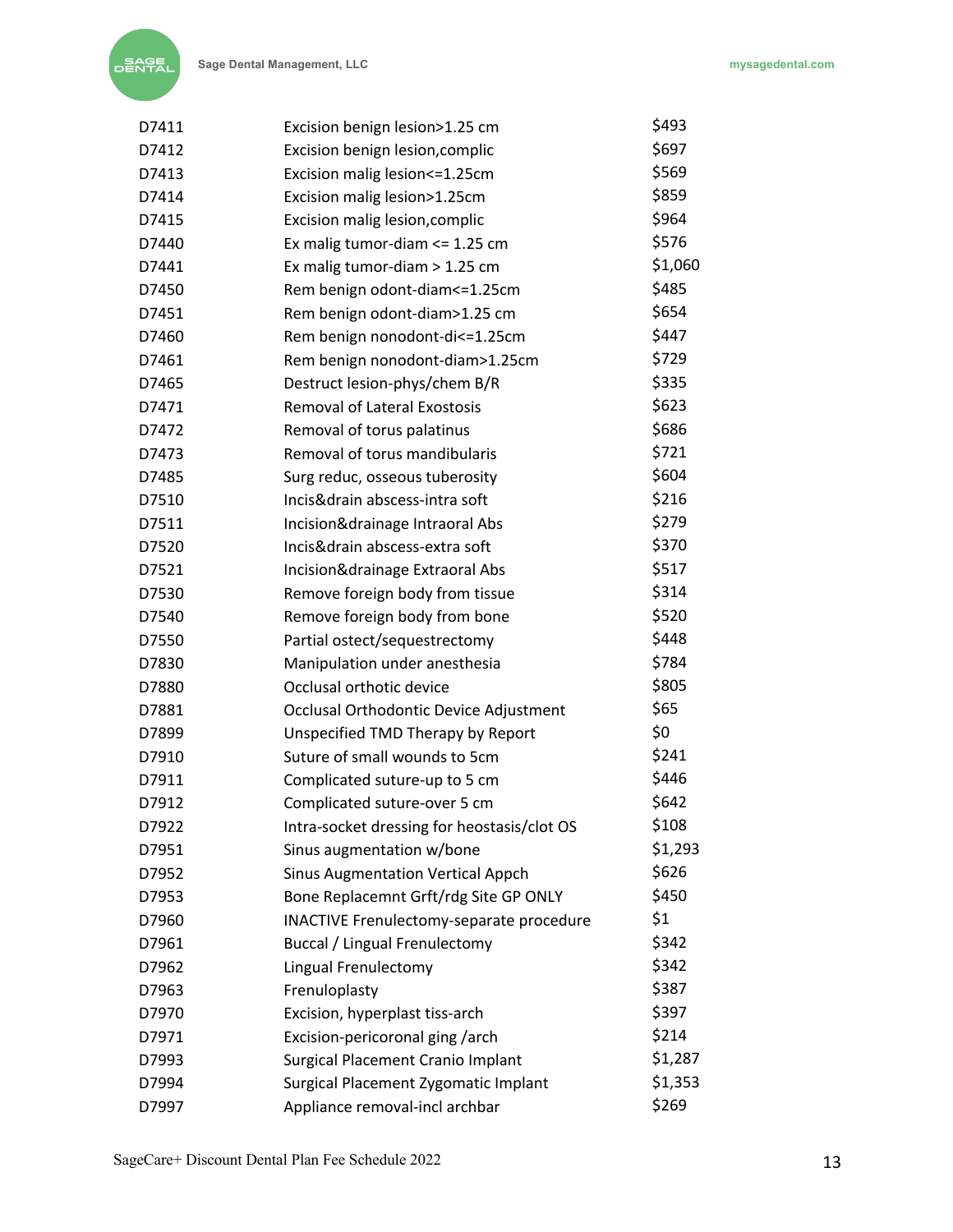| | | |
|---|---|---|
| D7411 | Excision benign lesion>1.25 cm | $493 |
| D7412 | Excision benign lesion,complic | $697 |
| D7413 | Excision malig lesion<=1.25cm | $569 |
| D7414 | Excision malig lesion>1.25cm | $859 |
| D7415 | Excision malig lesion,complic | $964 |
| D7440 | Ex malig tumor-diam <= 1.25 cm | $576 |
| D7441 | Ex malig tumor-diam > 1.25 cm | $1,060 |
| D7450 | Rem benign odont-diam<=1.25cm | $485 |
| D7451 | Rem benign odont-diam>1.25 cm | $654 |
| D7460 | Rem benign nonodont-di<=1.25cm | $447 |
| D7461 | Rem benign nonodont-diam>1.25cm | $729 |
| D7465 | Destruct lesion-phys/chem B/R | $335 |
| D7471 | Removal of Lateral Exostosis | $623 |
| D7472 | Removal of torus palatinus | $686 |
| D7473 | Removal of torus mandibularis | $721 |
| D7485 | Surg reduc, osseous tuberosity | $604 |
| D7510 | Incis&drain abscess-intra soft | $216 |
| D7511 | Incision&drainage Intraoral Abs | $279 |
| D7520 | Incis&drain abscess-extra soft | $370 |
| D7521 | Incision&drainage Extraoral Abs | $517 |
| D7530 | Remove foreign body from tissue | $314 |
| D7540 | Remove foreign body from bone | $520 |
| D7550 | Partial ostect/sequestrectomy | $448 |
| D7830 | Manipulation under anesthesia | $784 |
| D7880 | Occlusal orthotic device | $805 |
| D7881 | Occlusal Orthodontic Device Adjustment | $65 |
| D7899 | Unspecified TMD Therapy by Report | $0 |
| D7910 | Suture of small wounds to 5cm | $241 |
| D7911 | Complicated suture-up to 5 cm | $446 |
| D7912 | Complicated suture-over 5 cm | $642 |
| D7922 | Intra-socket dressing for heostasis/clot OS | $108 |
| D7951 | Sinus augmentation w/bone | $1,293 |
| D7952 | Sinus Augmentation Vertical Appch | $626 |
| D7953 | Bone Replacemnt Grft/rdg Site GP ONLY | $450 |
| D7960 | INACTIVE Frenulectomy-separate procedure | $1 |
| D7961 | Buccal / Lingual Frenulectomy | $342 |
| D7962 | Lingual Frenulectomy | $342 |
| D7963 | Frenuloplasty | $387 |
| D7970 | Excision, hyperplast tiss-arch | $397 |
| D7971 | Excision-pericoronal ging /arch | $214 |
| D7993 | Surgical Placement Cranio Implant | $1,287 |
| D7994 | Surgical Placement Zygomatic Implant | $1,353 |
| D7997 | Appliance removal-incl archbar | $269 |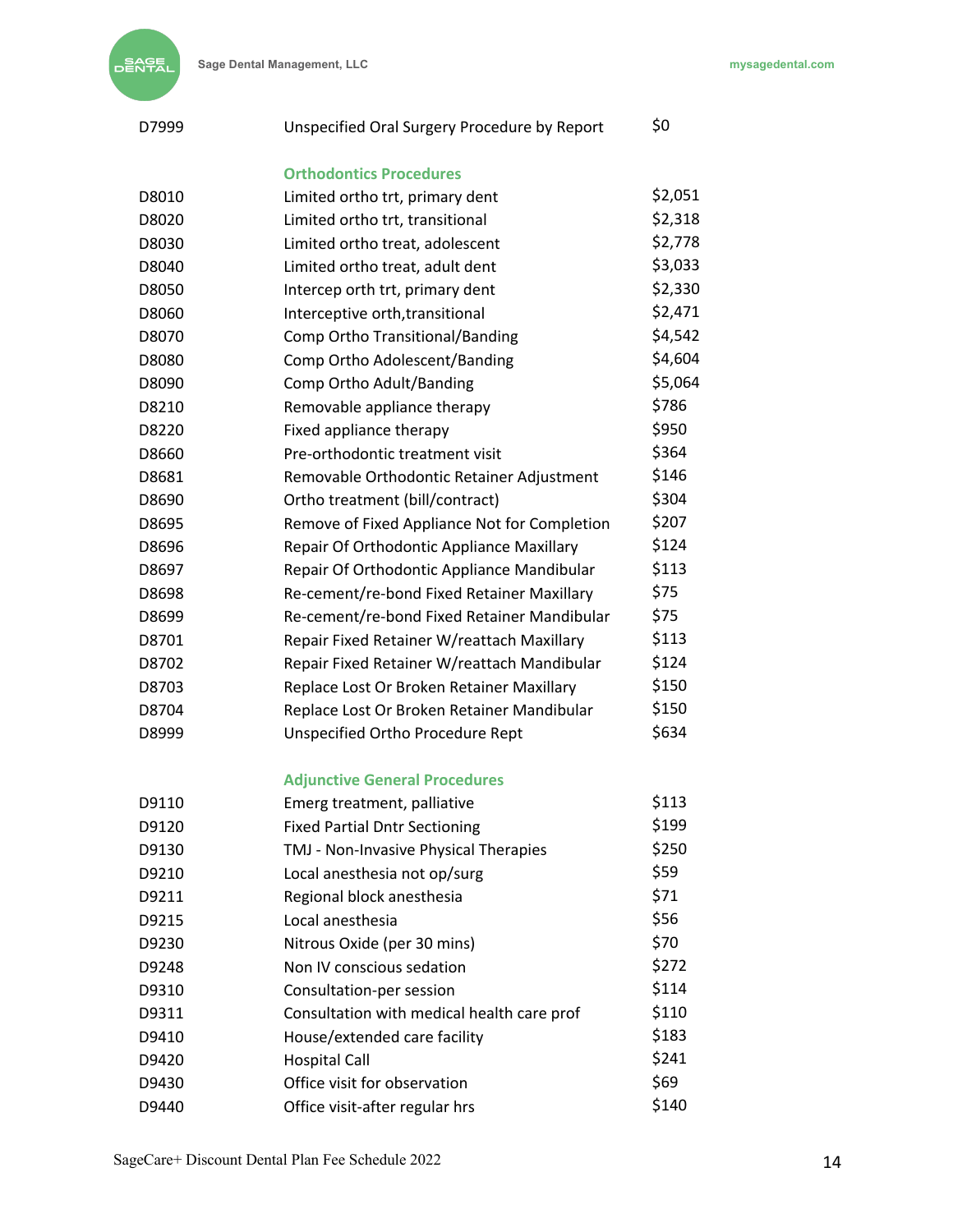| | | |
|---|---|---|
| D7999 | Unspecified Oral Surgery Procedure by Report | $0 |
| | **Orthodontics Procedures** | |
| D8010 | Limited ortho trt, primary dent | $2,051 |
| D8020 | Limited ortho trt, transitional | $2,318 |
| D8030 | Limited ortho treat, adolescent | $2,778 |
| D8040 | Limited ortho treat, adult dent | $3,033 |
| D8050 | Intercep orth trt, primary dent | $2,330 |
| D8060 | Interceptive orth,transitional | $2,471 |
| D8070 | Comp Ortho Transitional/Banding | $4,542 |
| D8080 | Comp Ortho Adolescent/Banding | $4,604 |
| D8090 | Comp Ortho Adult/Banding | $5,064 |
| D8210 | Removable appliance therapy | $786 |
| D8220 | Fixed appliance therapy | $950 |
| D8660 | Pre-orthodontic treatment visit | $364 |
| D8681 | Removable Orthodontic Retainer Adjustment | $146 |
| D8690 | Ortho treatment (bill/contract) | $304 |
| D8695 | Remove of Fixed Appliance Not for Completion | $207 |
| D8696 | Repair Of Orthodontic Appliance Maxillary | $124 |
| D8697 | Repair Of Orthodontic Appliance Mandibular | $113 |
| D8698 | Re-cement/re-bond Fixed Retainer Maxillary | $75 |
| D8699 | Re-cement/re-bond Fixed Retainer Mandibular | $75 |
| D8701 | Repair Fixed Retainer W/reattach Maxillary | $113 |
| D8702 | Repair Fixed Retainer W/reattach Mandibular | $124 |
| D8703 | Replace Lost Or Broken Retainer Maxillary | $150 |
| D8704 | Replace Lost Or Broken Retainer Mandibular | $150 |
| D8999 | Unspecified Ortho Procedure Rept | $634 |
| | **Adjunctive General Procedures** | |
| D9110 | Emerg treatment, palliative | $113 |
| D9120 | Fixed Partial Dntr Sectioning | $199 |
| D9130 | TMJ - Non-Invasive Physical Therapies | $250 |
| D9210 | Local anesthesia not op/surg | $59 |
| D9211 | Regional block anesthesia | $71 |
| D9215 | Local anesthesia | $56 |
| D9230 | Nitrous Oxide (per 30 mins) | $70 |
| D9248 | Non IV conscious sedation | $272 |
| D9310 | Consultation-per session | $114 |
| D9311 | Consultation with medical health care prof | $110 |
| D9410 | House/extended care facility | $183 |
| D9420 | Hospital Call | $241 |
| D9430 | Office visit for observation | $69 |
| D9440 | Office visit-after regular hrs | $140 |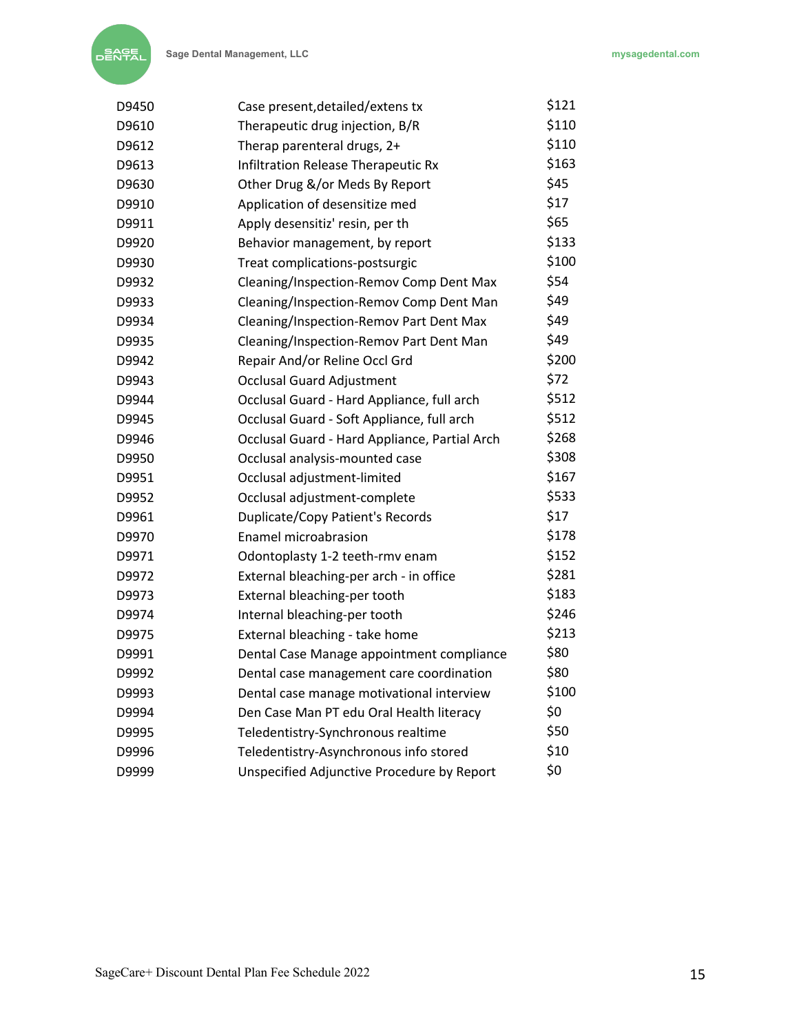| | | |
|---|---|---|
| D9450 | Case present,detailed/extens tx | $121 |
| D9610 | Therapeutic drug injection, B/R | $110 |
| D9612 | Therap parenteral drugs, 2+ | $110 |
| D9613 | Infiltration Release Therapeutic Rx | $163 |
| D9630 | Other Drug &/or Meds By Report | $45 |
| D9910 | Application of desensitize med | $17 |
| D9911 | Apply desensitiz' resin, per th | $65 |
| D9920 | Behavior management, by report | $133 |
| D9930 | Treat complications-postsurgic | $100 |
| D9932 | Cleaning/Inspection-Remov Comp Dent Max | $54 |
| D9933 | Cleaning/Inspection-Remov Comp Dent Man | $49 |
| D9934 | Cleaning/Inspection-Remov Part Dent Max | $49 |
| D9935 | Cleaning/Inspection-Remov Part Dent Man | $49 |
| D9942 | Repair And/or Reline Occl Grd | $200 |
| D9943 | Occlusal Guard Adjustment | $72 |
| D9944 | Occlusal Guard - Hard Appliance, full arch | $512 |
| D9945 | Occlusal Guard - Soft Appliance, full arch | $512 |
| D9946 | Occlusal Guard - Hard Appliance, Partial Arch | $268 |
| D9950 | Occlusal analysis-mounted case | $308 |
| D9951 | Occlusal adjustment-limited | $167 |
| D9952 | Occlusal adjustment-complete | $533 |
| D9961 | Duplicate/Copy Patient's Records | $17 |
| D9970 | Enamel microabrasion | $178 |
| D9971 | Odontoplasty 1-2 teeth-rmv enam | $152 |
| D9972 | External bleaching-per arch - in office | $281 |
| D9973 | External bleaching-per tooth | $183 |
| D9974 | Internal bleaching-per tooth | $246 |
| D9975 | External bleaching - take home | $213 |
| D9991 | Dental Case Manage appointment compliance | $80 |
| D9992 | Dental case management care coordination | $80 |
| D9993 | Dental case manage motivational interview | $100 |
| D9994 | Den Case Man PT edu Oral Health literacy | $0 |
| D9995 | Teledentistry-Synchronous realtime | $50 |
| D9996 | Teledentistry-Asynchronous info stored | $10 |
| D9999 | Unspecified Adjunctive Procedure by Report | $0 |